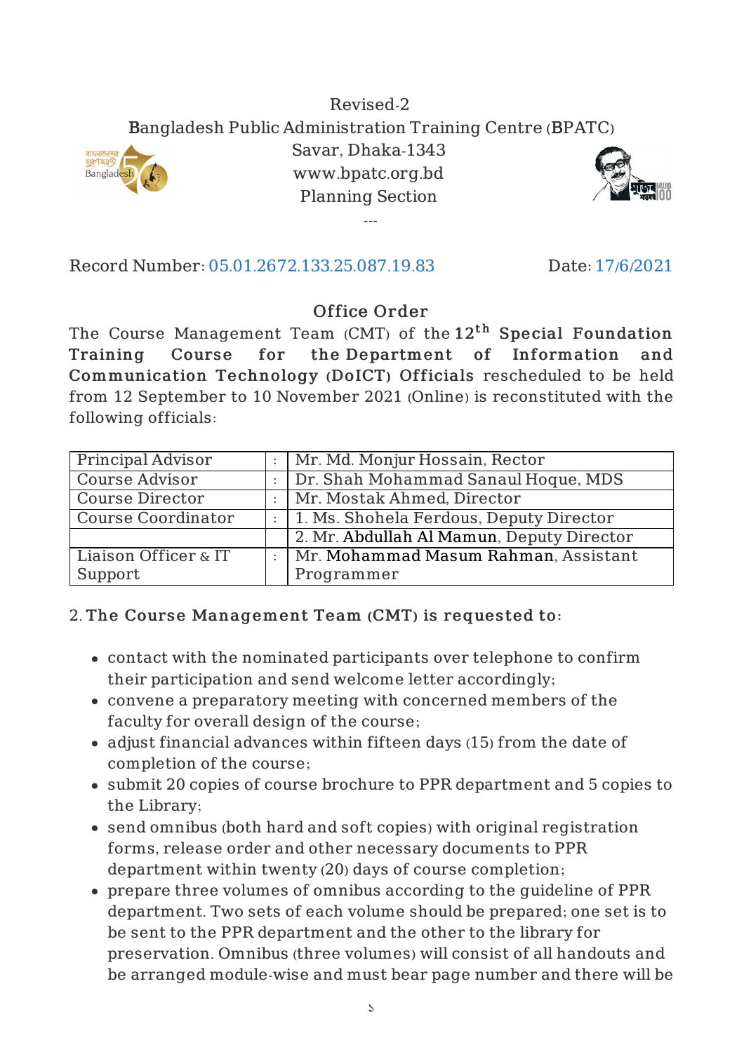Revised-2

Bangladesh Public Administration Training Centre (BPATC)

Savar, Dhaka-1343

www.bpatc.org.bd

Planning Section

---

Record Number: 05.01.2672.133.25.087.19.83 Date: 17/6/2021

## Office Order

The Course Management Team (CMT) of the **12th Special Foundation Training Course for the Department of Information and Communication Technology (DoICT) Officials** rescheduled to be held from 12 September to 10 November 2021 (Online) is reconstituted with the following officials:

| | | |
|---|---|---|
| Principal Advisor | : | Mr. Md. Monjur Hossain, Rector |
| Course Advisor | : | Dr. Shah Mohammad Sanaul Hoque, MDS |
| Course Director | : | Mr. Mostak Ahmed, Director |
| Course Coordinator | : | 1. Ms. Shohela Ferdous, Deputy Director |
| | | 2. Mr. Abdullah Al Mamun, Deputy Director |
| Liaison Officer & IT Support | : | Mr. Mohammad Masum Rahman, Assistant Programmer |

2. **The Course Management Team (CMT) is requested to:**

- contact with the nominated participants over telephone to confirm their participation and send welcome letter accordingly;
- convene a preparatory meeting with concerned members of the faculty for overall design of the course;
- adjust financial advances within fifteen days (15) from the date of completion of the course;
- submit 20 copies of course brochure to PPR department and 5 copies to the Library;
- send omnibus (both hard and soft copies) with original registration forms, release order and other necessary documents to PPR department within twenty (20) days of course completion;
- prepare three volumes of omnibus according to the guideline of PPR department. Two sets of each volume should be prepared; one set is to be sent to the PPR department and the other to the library for preservation. Omnibus (three volumes) will consist of all handouts and be arranged module-wise and must bear page number and there will be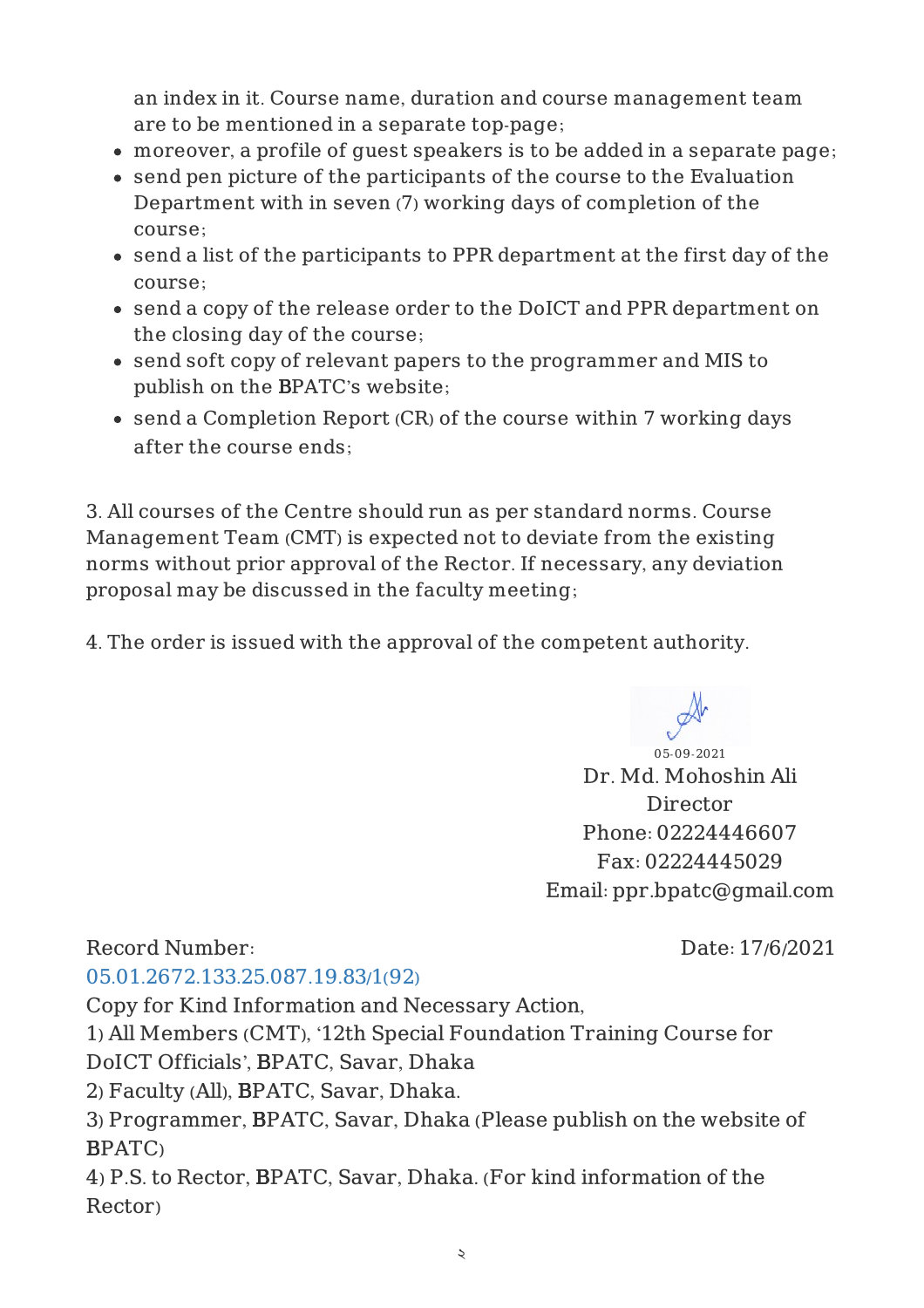an index in it. Course name, duration and course management team are to be mentioned in a separate top-page;

- moreover, a profile of guest speakers is to be added in a separate page;
- send pen picture of the participants of the course to the Evaluation Department with in seven (7) working days of completion of the course;
- send a list of the participants to PPR department at the first day of the course;
- send a copy of the release order to the DoICT and PPR department on the closing day of the course;
- send soft copy of relevant papers to the programmer and MIS to publish on the BPATC's website;
- send a Completion Report (CR) of the course within 7 working days after the course ends;

3. All courses of the Centre should run as per standard norms. Course Management Team (CMT) is expected not to deviate from the existing norms without prior approval of the Rector. If necessary, any deviation proposal may be discussed in the faculty meeting;

4. The order is issued with the approval of the competent authority.

05-09-2021
Dr. Md. Mohoshin Ali
Director
Phone: 02224446607
Fax: 02224445029
Email: ppr.bpatc@gmail.com

Record Number: 05.01.2672.133.25.087.19.83/1(92) Date: 17/6/2021

Copy for Kind Information and Necessary Action,

1) All Members (CMT), '12th Special Foundation Training Course for DoICT Officials', BPATC, Savar, Dhaka
2) Faculty (All), BPATC, Savar, Dhaka.
3) Programmer, BPATC, Savar, Dhaka (Please publish on the website of BPATC)
4) P.S. to Rector, BPATC, Savar, Dhaka. (For kind information of the Rector)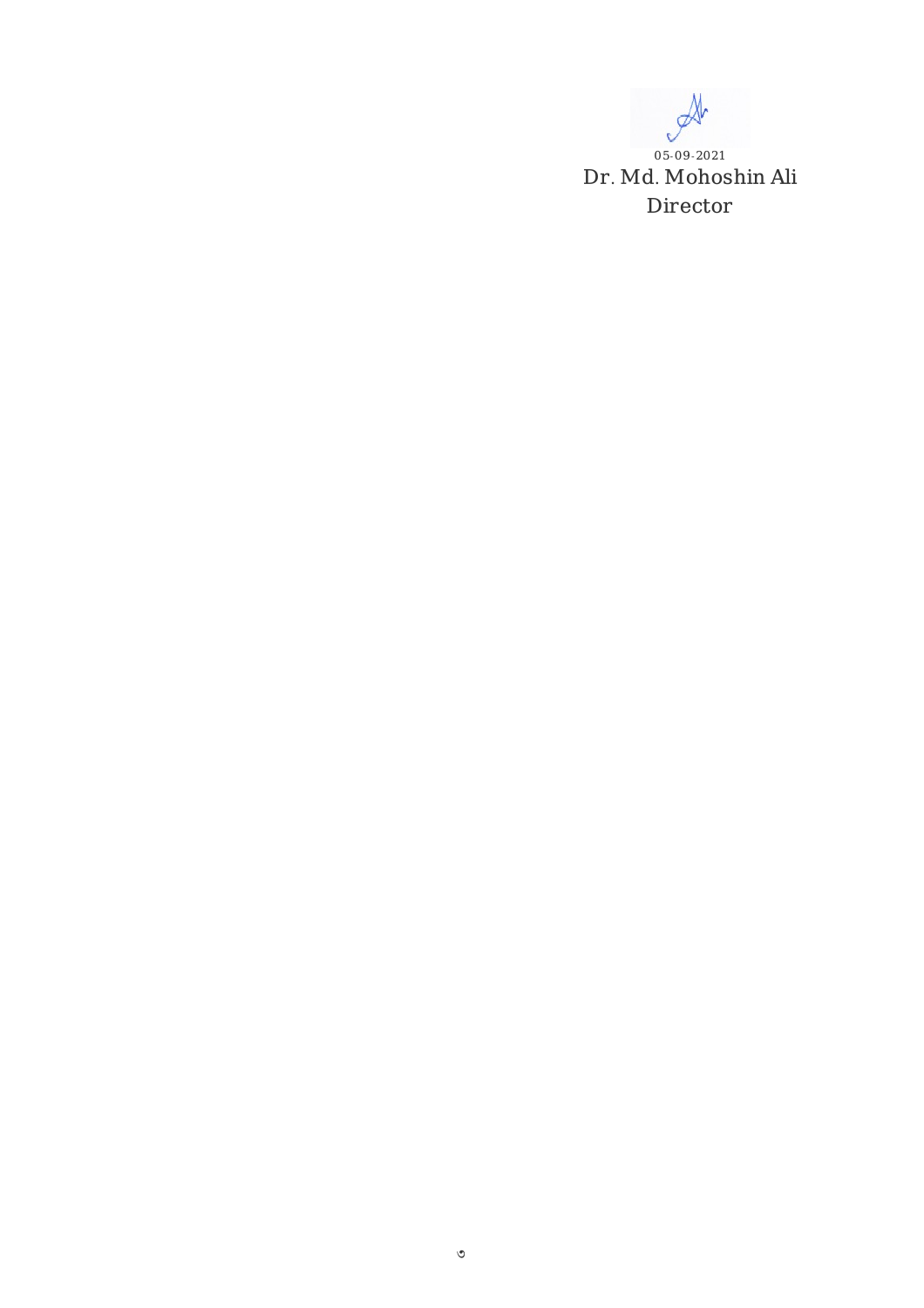05-09-2021

Dr. Md. Mohoshin Ali

Director